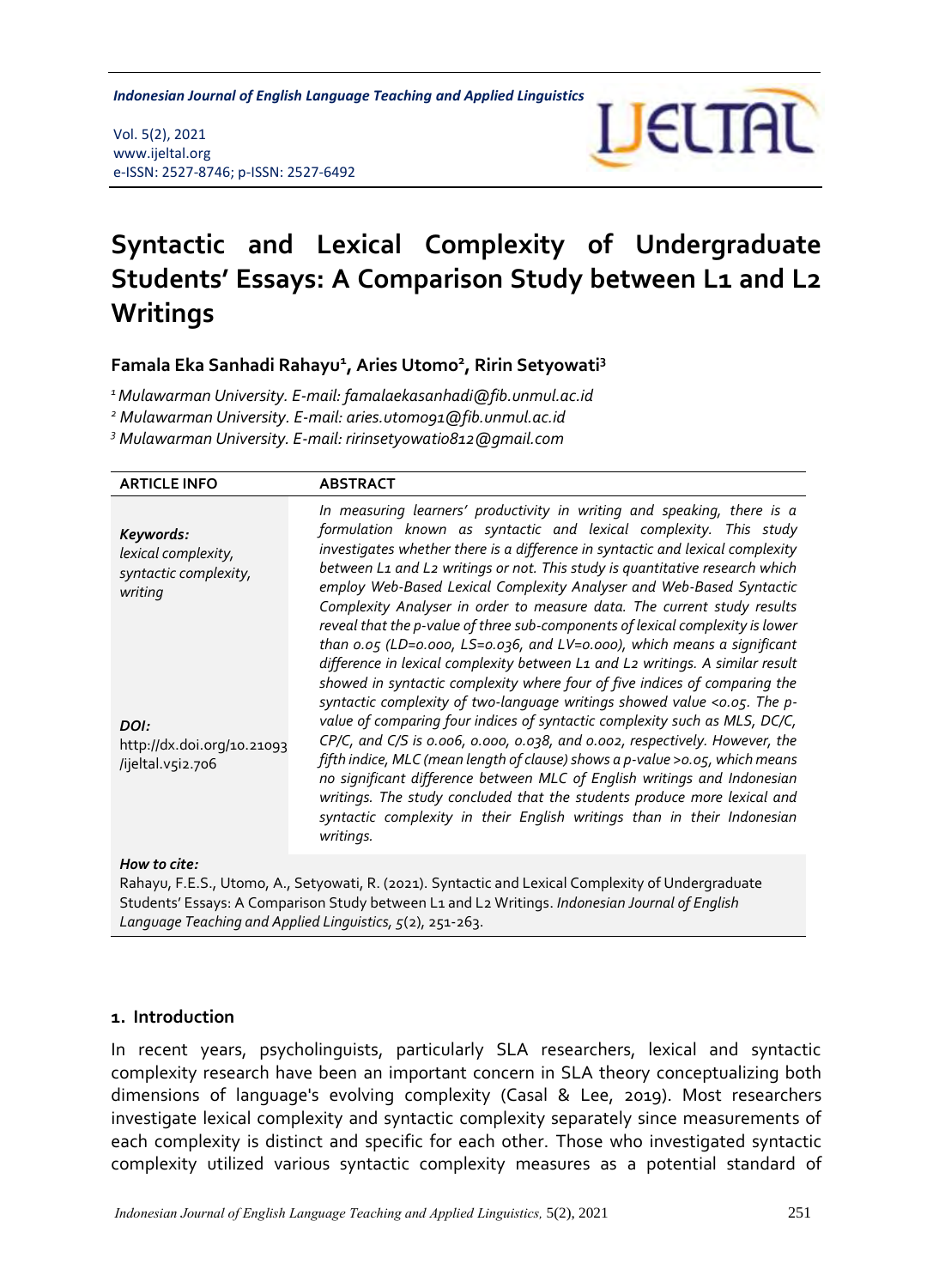Indonesian Journal of English Language Teaching and Applied Linguistics

Vol. 5(2), 2021
www.ijeltal.org
e-ISSN: 2527-8746; p-ISSN: 2527-6492

# Syntactic and Lexical Complexity of Undergraduate Students' Essays: A Comparison Study between L1 and L2 Writings

**Famala Eka Sanhadi Rahayu[1], Aries Utomo[2], Ririn Setyowati[3]**

[1] *Mulawarman University. E-mail: famalaekasanhadi@fib.unmul.ac.id*
[2] *Mulawarman University. E-mail: aries.utomo91@fib.unmul.ac.id*
[3] *Mulawarman University. E-mail: ririnsetyowati0812@gmail.com*

| ARTICLE INFO | ABSTRACT |
|---|---|
| ***Keywords:*** *lexical complexity, syntactic complexity, writing* <br><br> ***DOI:*** http://dx.doi.org/10.21093/ijeltal.v5i2.706 | *In measuring learners' productivity in writing and speaking, there is a formulation known as syntactic and lexical complexity. This study investigates whether there is a difference in syntactic and lexical complexity between L1 and L2 writings or not. This study is quantitative research which employ Web-Based Lexical Complexity Analyser and Web-Based Syntactic Complexity Analyser in order to measure data. The current study results reveal that the p-value of three sub-components of lexical complexity is lower than 0.05 (LD=0.000, LS=0.036, and LV=0.000), which means a significant difference in lexical complexity between L1 and L2 writings. A similar result showed in syntactic complexity where four of five indices of comparing the syntactic complexity of two-language writings showed value <0.05. The p-value of comparing four indices of syntactic complexity such as MLS, DC/C, CP/C, and C/S is 0.006, 0.000, 0.038, and 0.002, respectively. However, the fifth indice, MLC (mean length of clause) shows a p-value >0.05, which means no significant difference between MLC of English writings and Indonesian writings. The study concluded that the students produce more lexical and syntactic complexity in their English writings than in their Indonesian writings.* |

***How to cite:***
Rahayu, F.E.S., Utomo, A., Setyowati, R. (2021). Syntactic and Lexical Complexity of Undergraduate Students' Essays: A Comparison Study between L1 and L2 Writings. *Indonesian Journal of English Language Teaching and Applied Linguistics, 5*(2), 251-263.

## 1. Introduction

In recent years, psycholinguists, particularly SLA researchers, lexical and syntactic complexity research have been an important concern in SLA theory conceptualizing both dimensions of language's evolving complexity (Casal & Lee, 2019). Most researchers investigate lexical complexity and syntactic complexity separately since measurements of each complexity is distinct and specific for each other. Those who investigated syntactic complexity utilized various syntactic complexity measures as a potential standard of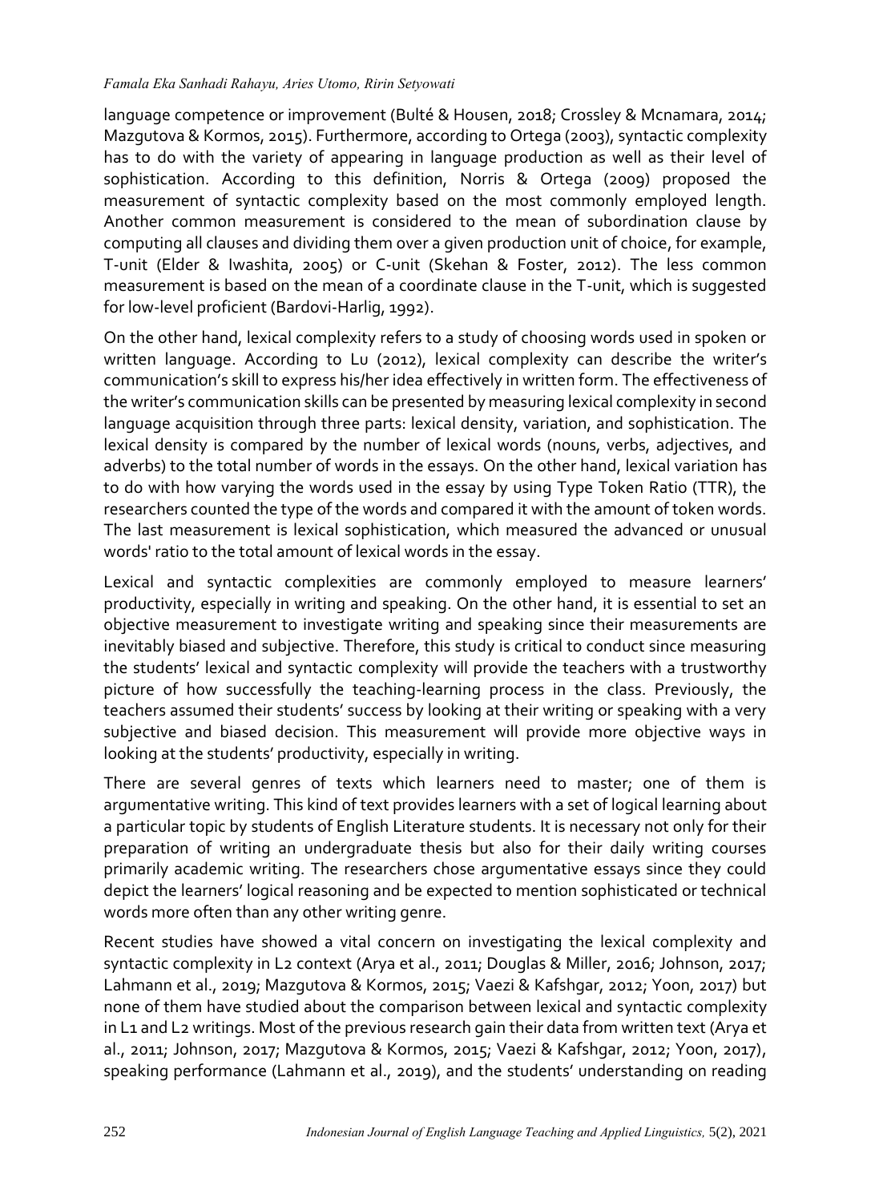language competence or improvement (Bulté & Housen, 2018; Crossley & Mcnamara, 2014; Mazgutova & Kormos, 2015). Furthermore, according to Ortega (2003), syntactic complexity has to do with the variety of appearing in language production as well as their level of sophistication. According to this definition, Norris & Ortega (2009) proposed the measurement of syntactic complexity based on the most commonly employed length. Another common measurement is considered to the mean of subordination clause by computing all clauses and dividing them over a given production unit of choice, for example, T-unit (Elder & Iwashita, 2005) or C-unit (Skehan & Foster, 2012). The less common measurement is based on the mean of a coordinate clause in the T-unit, which is suggested for low-level proficient (Bardovi-Harlig, 1992).

On the other hand, lexical complexity refers to a study of choosing words used in spoken or written language. According to Lu (2012), lexical complexity can describe the writer's communication's skill to express his/her idea effectively in written form. The effectiveness of the writer's communication skills can be presented by measuring lexical complexity in second language acquisition through three parts: lexical density, variation, and sophistication. The lexical density is compared by the number of lexical words (nouns, verbs, adjectives, and adverbs) to the total number of words in the essays. On the other hand, lexical variation has to do with how varying the words used in the essay by using Type Token Ratio (TTR), the researchers counted the type of the words and compared it with the amount of token words. The last measurement is lexical sophistication, which measured the advanced or unusual words' ratio to the total amount of lexical words in the essay.

Lexical and syntactic complexities are commonly employed to measure learners' productivity, especially in writing and speaking. On the other hand, it is essential to set an objective measurement to investigate writing and speaking since their measurements are inevitably biased and subjective. Therefore, this study is critical to conduct since measuring the students' lexical and syntactic complexity will provide the teachers with a trustworthy picture of how successfully the teaching-learning process in the class. Previously, the teachers assumed their students' success by looking at their writing or speaking with a very subjective and biased decision. This measurement will provide more objective ways in looking at the students' productivity, especially in writing.

There are several genres of texts which learners need to master; one of them is argumentative writing. This kind of text provides learners with a set of logical learning about a particular topic by students of English Literature students. It is necessary not only for their preparation of writing an undergraduate thesis but also for their daily writing courses primarily academic writing. The researchers chose argumentative essays since they could depict the learners' logical reasoning and be expected to mention sophisticated or technical words more often than any other writing genre.

Recent studies have showed a vital concern on investigating the lexical complexity and syntactic complexity in L2 context (Arya et al., 2011; Douglas & Miller, 2016; Johnson, 2017; Lahmann et al., 2019; Mazgutova & Kormos, 2015; Vaezi & Kafshgar, 2012; Yoon, 2017) but none of them have studied about the comparison between lexical and syntactic complexity in L1 and L2 writings. Most of the previous research gain their data from written text (Arya et al., 2011; Johnson, 2017; Mazgutova & Kormos, 2015; Vaezi & Kafshgar, 2012; Yoon, 2017), speaking performance (Lahmann et al., 2019), and the students' understanding on reading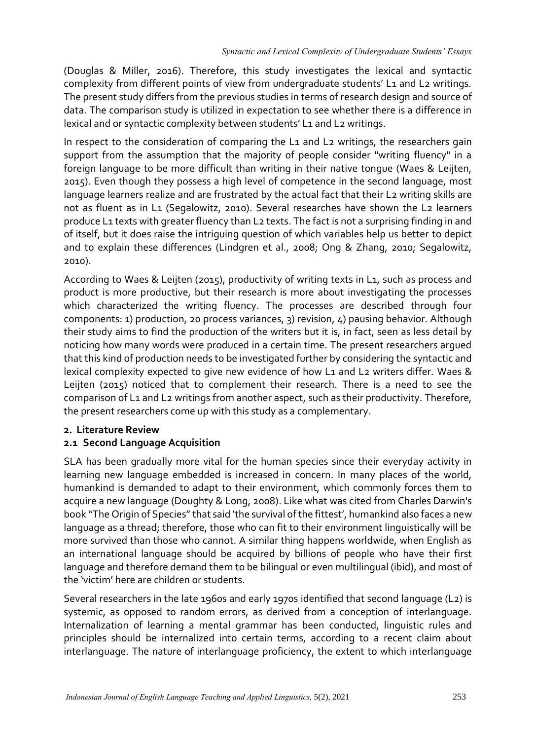(Douglas & Miller, 2016). Therefore, this study investigates the lexical and syntactic complexity from different points of view from undergraduate students' L1 and L2 writings. The present study differs from the previous studies in terms of research design and source of data. The comparison study is utilized in expectation to see whether there is a difference in lexical and or syntactic complexity between students' L1 and L2 writings.

In respect to the consideration of comparing the L1 and L2 writings, the researchers gain support from the assumption that the majority of people consider "writing fluency" in a foreign language to be more difficult than writing in their native tongue (Waes & Leijten, 2015). Even though they possess a high level of competence in the second language, most language learners realize and are frustrated by the actual fact that their L2 writing skills are not as fluent as in L1 (Segalowitz, 2010). Several researches have shown the L2 learners produce L1 texts with greater fluency than L2 texts. The fact is not a surprising finding in and of itself, but it does raise the intriguing question of which variables help us better to depict and to explain these differences (Lindgren et al., 2008; Ong & Zhang, 2010; Segalowitz, 2010).

According to Waes & Leijten (2015), productivity of writing texts in L1, such as process and product is more productive, but their research is more about investigating the processes which characterized the writing fluency. The processes are described through four components: 1) production, 20 process variances, 3) revision, 4) pausing behavior. Although their study aims to find the production of the writers but it is, in fact, seen as less detail by noticing how many words were produced in a certain time. The present researchers argued that this kind of production needs to be investigated further by considering the syntactic and lexical complexity expected to give new evidence of how L1 and L2 writers differ. Waes & Leijten (2015) noticed that to complement their research. There is a need to see the comparison of L1 and L2 writings from another aspect, such as their productivity. Therefore, the present researchers come up with this study as a complementary.

## 2. Literature Review

### 2.1 Second Language Acquisition

SLA has been gradually more vital for the human species since their everyday activity in learning new language embedded is increased in concern. In many places of the world, humankind is demanded to adapt to their environment, which commonly forces them to acquire a new language (Doughty & Long, 2008). Like what was cited from Charles Darwin's book "The Origin of Species" that said 'the survival of the fittest', humankind also faces a new language as a thread; therefore, those who can fit to their environment linguistically will be more survived than those who cannot. A similar thing happens worldwide, when English as an international language should be acquired by billions of people who have their first language and therefore demand them to be bilingual or even multilingual (ibid), and most of the 'victim' here are children or students.

Several researchers in the late 1960s and early 1970s identified that second language (L2) is systemic, as opposed to random errors, as derived from a conception of interlanguage. Internalization of learning a mental grammar has been conducted, linguistic rules and principles should be internalized into certain terms, according to a recent claim about interlanguage. The nature of interlanguage proficiency, the extent to which interlanguage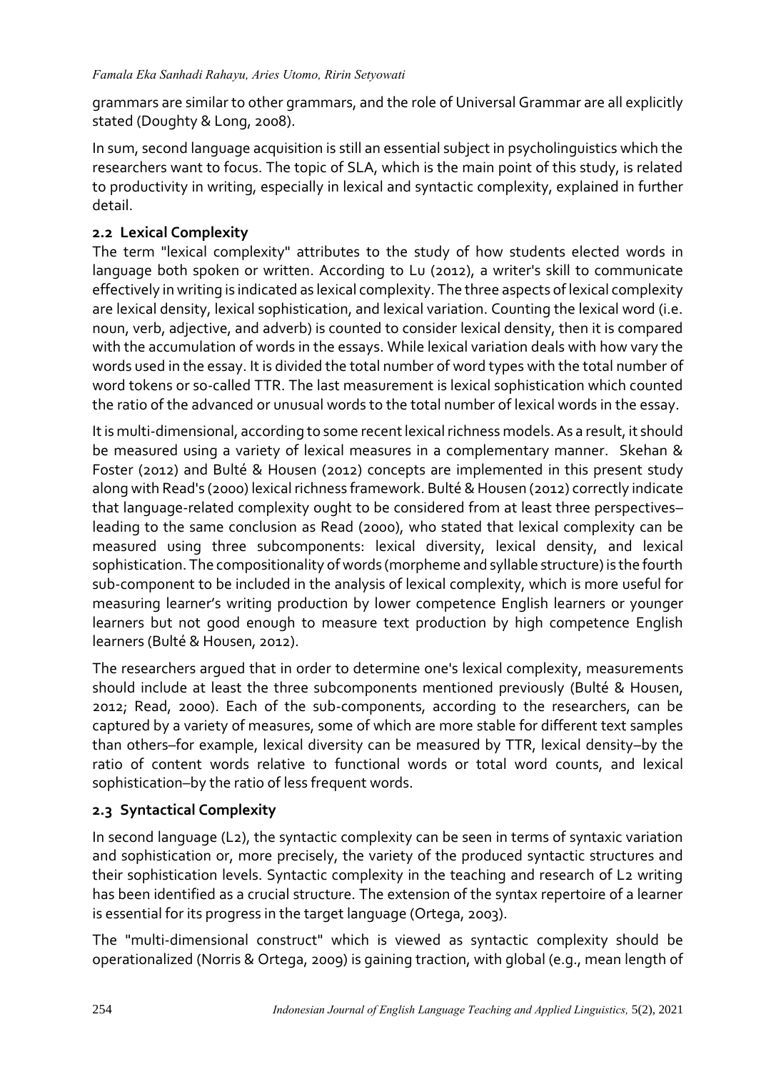grammars are similar to other grammars, and the role of Universal Grammar are all explicitly stated (Doughty & Long, 2008).

In sum, second language acquisition is still an essential subject in psycholinguistics which the researchers want to focus. The topic of SLA, which is the main point of this study, is related to productivity in writing, especially in lexical and syntactic complexity, explained in further detail.

## 2.2 Lexical Complexity

The term "lexical complexity" attributes to the study of how students elected words in language both spoken or written. According to Lu (2012), a writer's skill to communicate effectively in writing is indicated as lexical complexity. The three aspects of lexical complexity are lexical density, lexical sophistication, and lexical variation. Counting the lexical word (i.e. noun, verb, adjective, and adverb) is counted to consider lexical density, then it is compared with the accumulation of words in the essays. While lexical variation deals with how vary the words used in the essay. It is divided the total number of word types with the total number of word tokens or so-called TTR. The last measurement is lexical sophistication which counted the ratio of the advanced or unusual words to the total number of lexical words in the essay.

It is multi-dimensional, according to some recent lexical richness models. As a result, it should be measured using a variety of lexical measures in a complementary manner. Skehan & Foster (2012) and Bulté & Housen (2012) concepts are implemented in this present study along with Read's (2000) lexical richness framework. Bulté & Housen (2012) correctly indicate that language-related complexity ought to be considered from at least three perspectives–leading to the same conclusion as Read (2000), who stated that lexical complexity can be measured using three subcomponents: lexical diversity, lexical density, and lexical sophistication. The compositionality of words (morpheme and syllable structure) is the fourth sub-component to be included in the analysis of lexical complexity, which is more useful for measuring learner's writing production by lower competence English learners or younger learners but not good enough to measure text production by high competence English learners (Bulté & Housen, 2012).

The researchers argued that in order to determine one's lexical complexity, measurements should include at least the three subcomponents mentioned previously (Bulté & Housen, 2012; Read, 2000). Each of the sub-components, according to the researchers, can be captured by a variety of measures, some of which are more stable for different text samples than others–for example, lexical diversity can be measured by TTR, lexical density–by the ratio of content words relative to functional words or total word counts, and lexical sophistication–by the ratio of less frequent words.

## 2.3 Syntactical Complexity

In second language (L2), the syntactic complexity can be seen in terms of syntaxic variation and sophistication or, more precisely, the variety of the produced syntactic structures and their sophistication levels. Syntactic complexity in the teaching and research of L2 writing has been identified as a crucial structure. The extension of the syntax repertoire of a learner is essential for its progress in the target language (Ortega, 2003).

The "multi-dimensional construct" which is viewed as syntactic complexity should be operationalized (Norris & Ortega, 2009) is gaining traction, with global (e.g., mean length of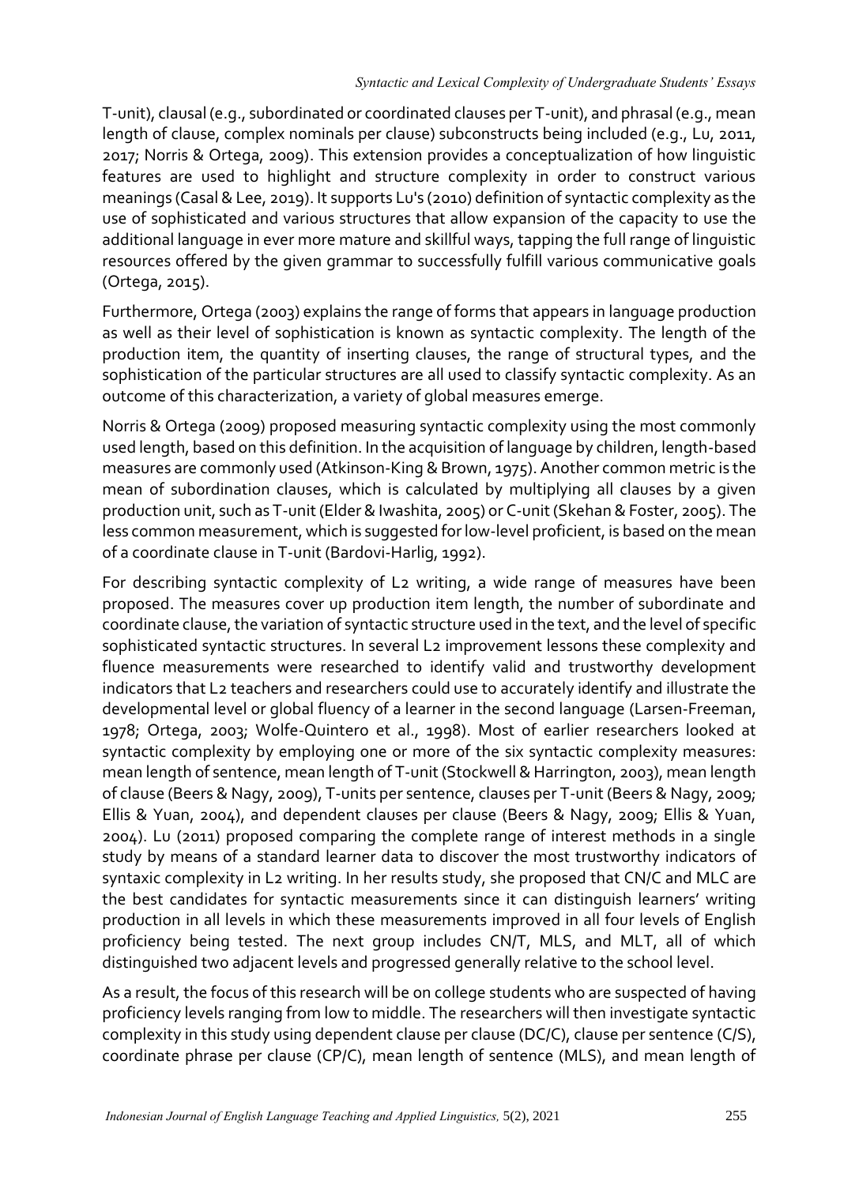T-unit), clausal (e.g., subordinated or coordinated clauses per T-unit), and phrasal (e.g., mean length of clause, complex nominals per clause) subconstructs being included (e.g., Lu, 2011, 2017; Norris & Ortega, 2009). This extension provides a conceptualization of how linguistic features are used to highlight and structure complexity in order to construct various meanings (Casal & Lee, 2019). It supports Lu's (2010) definition of syntactic complexity as the use of sophisticated and various structures that allow expansion of the capacity to use the additional language in ever more mature and skillful ways, tapping the full range of linguistic resources offered by the given grammar to successfully fulfill various communicative goals (Ortega, 2015).

Furthermore, Ortega (2003) explains the range of forms that appears in language production as well as their level of sophistication is known as syntactic complexity. The length of the production item, the quantity of inserting clauses, the range of structural types, and the sophistication of the particular structures are all used to classify syntactic complexity. As an outcome of this characterization, a variety of global measures emerge.

Norris & Ortega (2009) proposed measuring syntactic complexity using the most commonly used length, based on this definition. In the acquisition of language by children, length-based measures are commonly used (Atkinson-King & Brown, 1975). Another common metric is the mean of subordination clauses, which is calculated by multiplying all clauses by a given production unit, such as T-unit (Elder & Iwashita, 2005) or C-unit (Skehan & Foster, 2005). The less common measurement, which is suggested for low-level proficient, is based on the mean of a coordinate clause in T-unit (Bardovi-Harlig, 1992).

For describing syntactic complexity of L2 writing, a wide range of measures have been proposed. The measures cover up production item length, the number of subordinate and coordinate clause, the variation of syntactic structure used in the text, and the level of specific sophisticated syntactic structures. In several L2 improvement lessons these complexity and fluence measurements were researched to identify valid and trustworthy development indicators that L2 teachers and researchers could use to accurately identify and illustrate the developmental level or global fluency of a learner in the second language (Larsen-Freeman, 1978; Ortega, 2003; Wolfe-Quintero et al., 1998). Most of earlier researchers looked at syntactic complexity by employing one or more of the six syntactic complexity measures: mean length of sentence, mean length of T-unit (Stockwell & Harrington, 2003), mean length of clause (Beers & Nagy, 2009), T-units per sentence, clauses per T-unit (Beers & Nagy, 2009; Ellis & Yuan, 2004), and dependent clauses per clause (Beers & Nagy, 2009; Ellis & Yuan, 2004). Lu (2011) proposed comparing the complete range of interest methods in a single study by means of a standard learner data to discover the most trustworthy indicators of syntaxic complexity in L2 writing. In her results study, she proposed that CN/C and MLC are the best candidates for syntactic measurements since it can distinguish learners' writing production in all levels in which these measurements improved in all four levels of English proficiency being tested. The next group includes CN/T, MLS, and MLT, all of which distinguished two adjacent levels and progressed generally relative to the school level.

As a result, the focus of this research will be on college students who are suspected of having proficiency levels ranging from low to middle. The researchers will then investigate syntactic complexity in this study using dependent clause per clause (DC/C), clause per sentence (C/S), coordinate phrase per clause (CP/C), mean length of sentence (MLS), and mean length of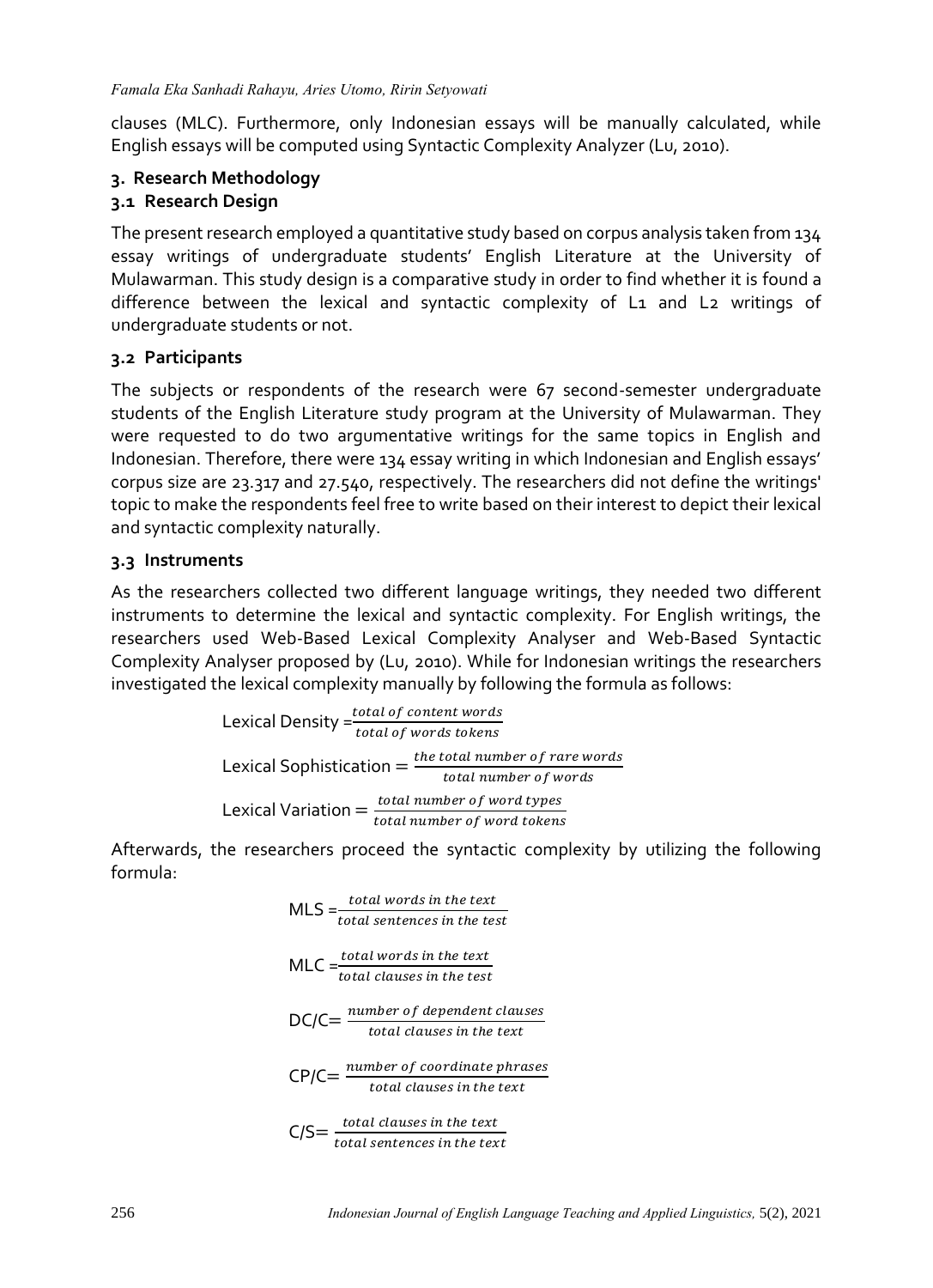clauses (MLC). Furthermore, only Indonesian essays will be manually calculated, while English essays will be computed using Syntactic Complexity Analyzer (Lu, 2010).

## 3. Research Methodology

### 3.1 Research Design

The present research employed a quantitative study based on corpus analysis taken from 134 essay writings of undergraduate students' English Literature at the University of Mulawarman. This study design is a comparative study in order to find whether it is found a difference between the lexical and syntactic complexity of L1 and L2 writings of undergraduate students or not.

### 3.2 Participants

The subjects or respondents of the research were 67 second-semester undergraduate students of the English Literature study program at the University of Mulawarman. They were requested to do two argumentative writings for the same topics in English and Indonesian. Therefore, there were 134 essay writing in which Indonesian and English essays' corpus size are 23.317 and 27.540, respectively. The researchers did not define the writings' topic to make the respondents feel free to write based on their interest to depict their lexical and syntactic complexity naturally.

### 3.3 Instruments

As the researchers collected two different language writings, they needed two different instruments to determine the lexical and syntactic complexity. For English writings, the researchers used Web-Based Lexical Complexity Analyser and Web-Based Syntactic Complexity Analyser proposed by (Lu, 2010). While for Indonesian writings the researchers investigated the lexical complexity manually by following the formula as follows:

$$\text{Lexical Density} = \frac{total\ of\ content\ words}{total\ of\ words\ tokens}$$

$$\text{Lexical Sophistication} = \frac{the\ total\ number\ of\ rare\ words}{total\ number\ of\ words}$$

$$\text{Lexical Variation} = \frac{total\ number\ of\ word\ types}{total\ number\ of\ word\ tokens}$$

Afterwards, the researchers proceed the syntactic complexity by utilizing the following formula:

$$\text{MLS} = \frac{total\ words\ in\ the\ text}{total\ sentences\ in\ the\ test}$$

$$\text{MLC} = \frac{total\ words\ in\ the\ text}{total\ clauses\ in\ the\ test}$$

$$\text{DC/C} = \frac{number\ of\ dependent\ clauses}{total\ clauses\ in\ the\ text}$$

$$\text{CP/C} = \frac{number\ of\ coordinate\ phrases}{total\ clauses\ in\ the\ text}$$

$$\text{C/S} = \frac{total\ clauses\ in\ the\ text}{total\ sentences\ in\ the\ text}$$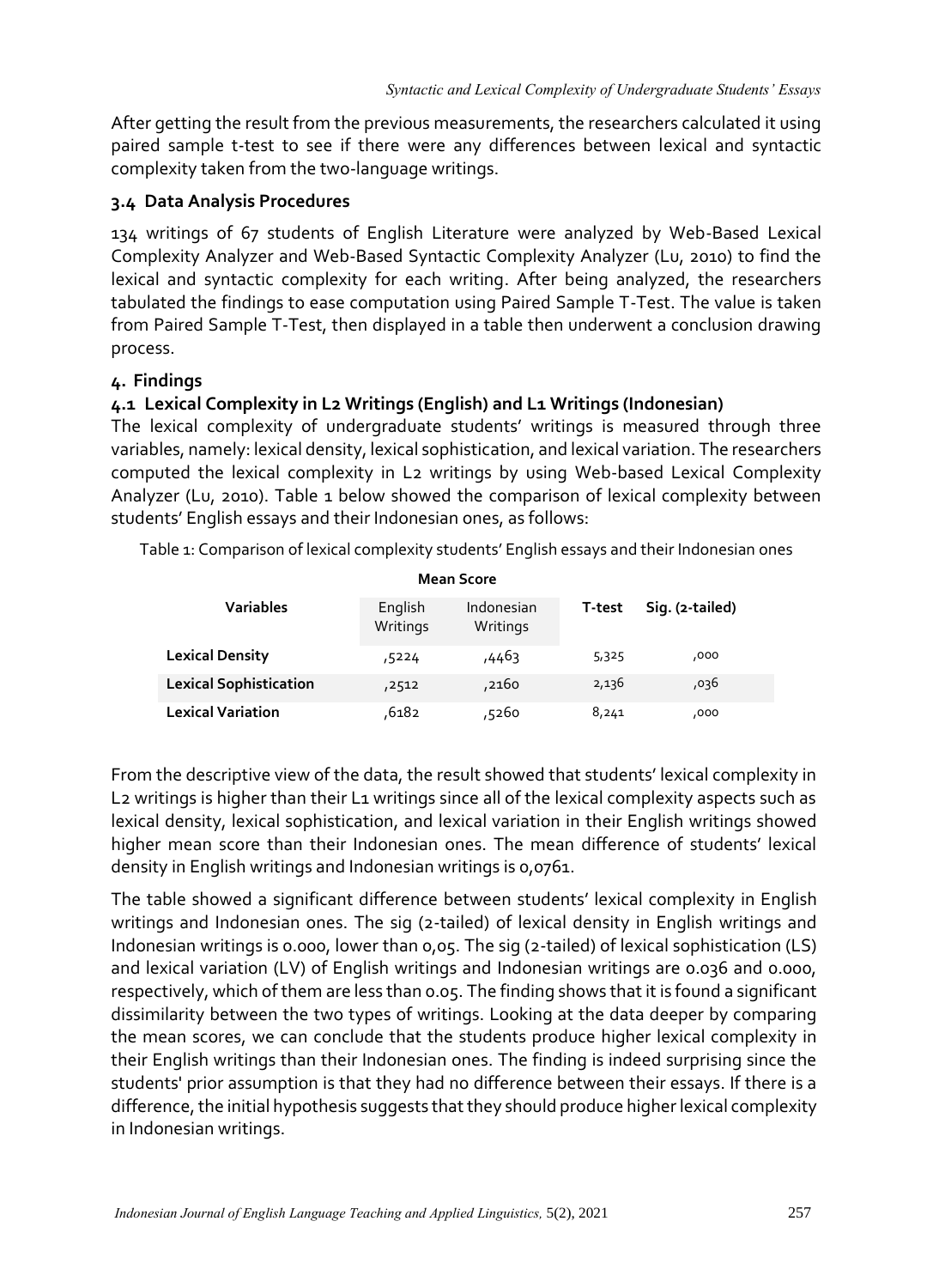After getting the result from the previous measurements, the researchers calculated it using paired sample t-test to see if there were any differences between lexical and syntactic complexity taken from the two-language writings.

### 3.4 Data Analysis Procedures

134 writings of 67 students of English Literature were analyzed by Web-Based Lexical Complexity Analyzer and Web-Based Syntactic Complexity Analyzer (Lu, 2010) to find the lexical and syntactic complexity for each writing. After being analyzed, the researchers tabulated the findings to ease computation using Paired Sample T-Test. The value is taken from Paired Sample T-Test, then displayed in a table then underwent a conclusion drawing process.

## 4. Findings

### 4.1 Lexical Complexity in L2 Writings (English) and L1 Writings (Indonesian)

The lexical complexity of undergraduate students' writings is measured through three variables, namely: lexical density, lexical sophistication, and lexical variation. The researchers computed the lexical complexity in L2 writings by using Web-based Lexical Complexity Analyzer (Lu, 2010). Table 1 below showed the comparison of lexical complexity between students' English essays and their Indonesian ones, as follows:

Table 1: Comparison of lexical complexity students' English essays and their Indonesian ones

| Variables | Mean Score | | T-test | Sig. (2-tailed) |
|---|---|---|---|---|
| | English Writings | Indonesian Writings | | |
| **Lexical Density** | ,5224 | ,4463 | 5,325 | ,000 |
| **Lexical Sophistication** | ,2512 | ,2160 | 2,136 | ,036 |
| **Lexical Variation** | ,6182 | ,5260 | 8,241 | ,000 |

From the descriptive view of the data, the result showed that students' lexical complexity in L2 writings is higher than their L1 writings since all of the lexical complexity aspects such as lexical density, lexical sophistication, and lexical variation in their English writings showed higher mean score than their Indonesian ones. The mean difference of students' lexical density in English writings and Indonesian writings is 0,0761.

The table showed a significant difference between students' lexical complexity in English writings and Indonesian ones. The sig (2-tailed) of lexical density in English writings and Indonesian writings is 0.000, lower than 0,05. The sig (2-tailed) of lexical sophistication (LS) and lexical variation (LV) of English writings and Indonesian writings are 0.036 and 0.000, respectively, which of them are less than 0.05. The finding shows that it is found a significant dissimilarity between the two types of writings. Looking at the data deeper by comparing the mean scores, we can conclude that the students produce higher lexical complexity in their English writings than their Indonesian ones. The finding is indeed surprising since the students' prior assumption is that they had no difference between their essays. If there is a difference, the initial hypothesis suggests that they should produce higher lexical complexity in Indonesian writings.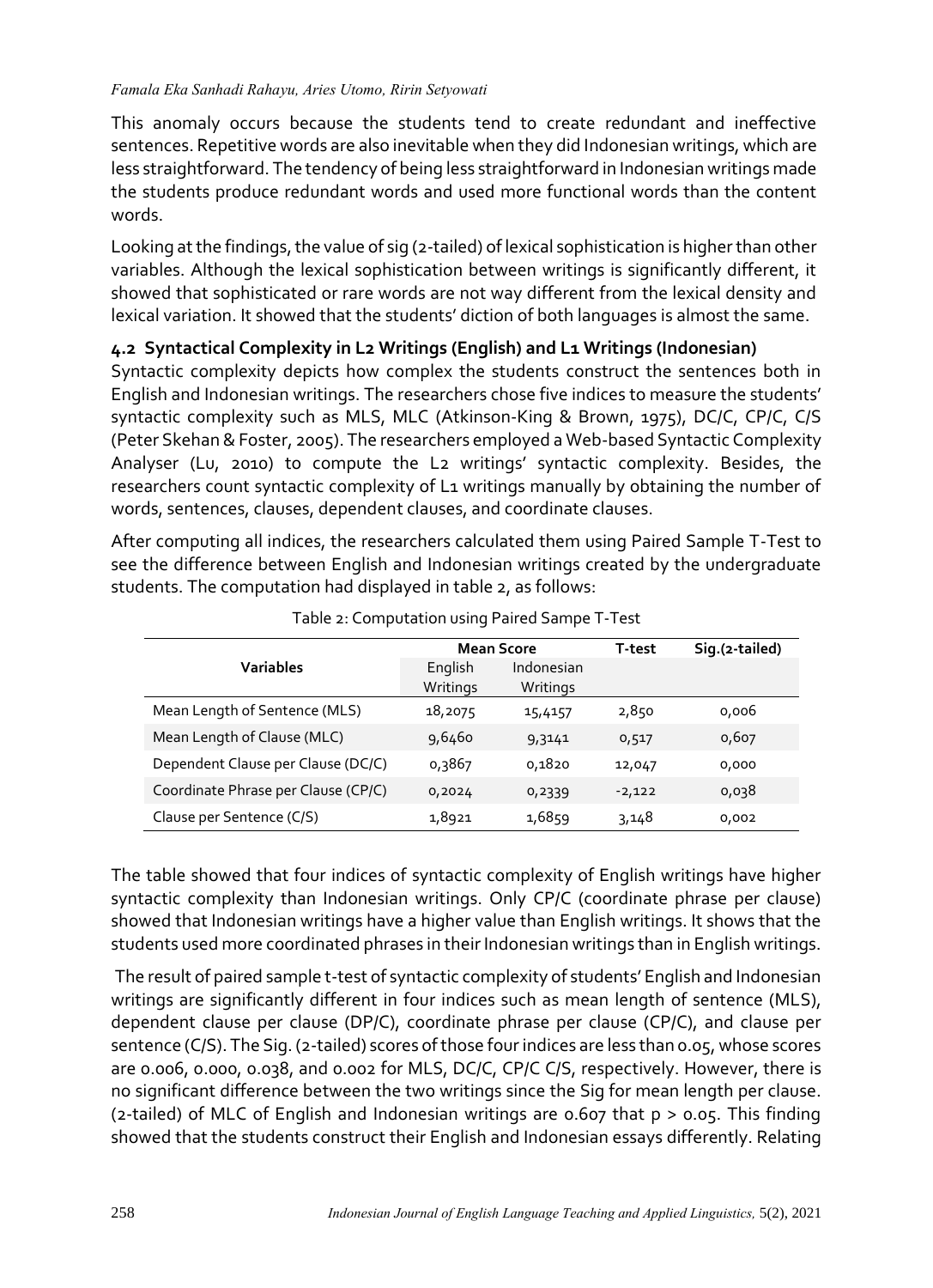This anomaly occurs because the students tend to create redundant and ineffective sentences. Repetitive words are also inevitable when they did Indonesian writings, which are less straightforward. The tendency of being less straightforward in Indonesian writings made the students produce redundant words and used more functional words than the content words.

Looking at the findings, the value of sig (2-tailed) of lexical sophistication is higher than other variables. Although the lexical sophistication between writings is significantly different, it showed that sophisticated or rare words are not way different from the lexical density and lexical variation. It showed that the students' diction of both languages is almost the same.

### 4.2 Syntactical Complexity in L2 Writings (English) and L1 Writings (Indonesian)

Syntactic complexity depicts how complex the students construct the sentences both in English and Indonesian writings. The researchers chose five indices to measure the students' syntactic complexity such as MLS, MLC (Atkinson-King & Brown, 1975), DC/C, CP/C, C/S (Peter Skehan & Foster, 2005). The researchers employed a Web-based Syntactic Complexity Analyser (Lu, 2010) to compute the L2 writings' syntactic complexity. Besides, the researchers count syntactic complexity of L1 writings manually by obtaining the number of words, sentences, clauses, dependent clauses, and coordinate clauses.

After computing all indices, the researchers calculated them using Paired Sample T-Test to see the difference between English and Indonesian writings created by the undergraduate students. The computation had displayed in table 2, as follows:

Table 2: Computation using Paired Sampe T-Test

| Variables | Mean Score | | T-test | Sig.(2-tailed) |
|---|---|---|---|---|
| | English Writings | Indonesian Writings | | |
| Mean Length of Sentence (MLS) | 18,2075 | 15,4157 | 2,850 | 0,006 |
| Mean Length of Clause (MLC) | 9,6460 | 9,3141 | 0,517 | 0,607 |
| Dependent Clause per Clause (DC/C) | 0,3867 | 0,1820 | 12,047 | 0,000 |
| Coordinate Phrase per Clause (CP/C) | 0,2024 | 0,2339 | -2,122 | 0,038 |
| Clause per Sentence (C/S) | 1,8921 | 1,6859 | 3,148 | 0,002 |

The table showed that four indices of syntactic complexity of English writings have higher syntactic complexity than Indonesian writings. Only CP/C (coordinate phrase per clause) showed that Indonesian writings have a higher value than English writings. It shows that the students used more coordinated phrases in their Indonesian writings than in English writings.

The result of paired sample t-test of syntactic complexity of students' English and Indonesian writings are significantly different in four indices such as mean length of sentence (MLS), dependent clause per clause (DP/C), coordinate phrase per clause (CP/C), and clause per sentence (C/S). The Sig. (2-tailed) scores of those four indices are less than 0.05, whose scores are 0.006, 0.000, 0.038, and 0.002 for MLS, DC/C, CP/C C/S, respectively. However, there is no significant difference between the two writings since the Sig for mean length per clause. (2-tailed) of MLC of English and Indonesian writings are 0.607 that $p > 0.05$. This finding showed that the students construct their English and Indonesian essays differently. Relating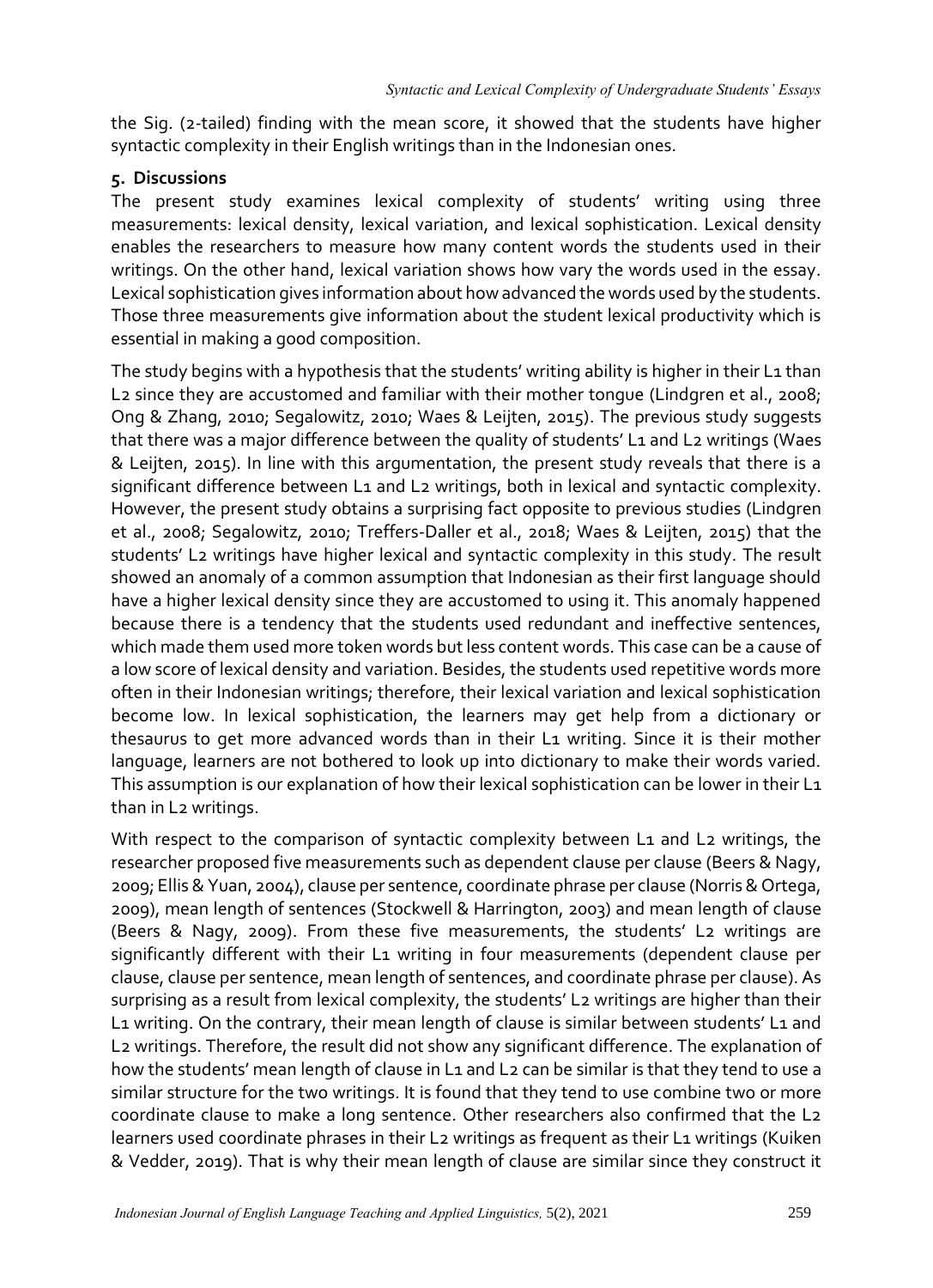the Sig. (2-tailed) finding with the mean score, it showed that the students have higher syntactic complexity in their English writings than in the Indonesian ones.

## 5. Discussions

The present study examines lexical complexity of students' writing using three measurements: lexical density, lexical variation, and lexical sophistication. Lexical density enables the researchers to measure how many content words the students used in their writings. On the other hand, lexical variation shows how vary the words used in the essay. Lexical sophistication gives information about how advanced the words used by the students. Those three measurements give information about the student lexical productivity which is essential in making a good composition.

The study begins with a hypothesis that the students' writing ability is higher in their L1 than L2 since they are accustomed and familiar with their mother tongue (Lindgren et al., 2008; Ong & Zhang, 2010; Segalowitz, 2010; Waes & Leijten, 2015). The previous study suggests that there was a major difference between the quality of students' L1 and L2 writings (Waes & Leijten, 2015). In line with this argumentation, the present study reveals that there is a significant difference between L1 and L2 writings, both in lexical and syntactic complexity. However, the present study obtains a surprising fact opposite to previous studies (Lindgren et al., 2008; Segalowitz, 2010; Treffers-Daller et al., 2018; Waes & Leijten, 2015) that the students' L2 writings have higher lexical and syntactic complexity in this study. The result showed an anomaly of a common assumption that Indonesian as their first language should have a higher lexical density since they are accustomed to using it. This anomaly happened because there is a tendency that the students used redundant and ineffective sentences, which made them used more token words but less content words. This case can be a cause of a low score of lexical density and variation. Besides, the students used repetitive words more often in their Indonesian writings; therefore, their lexical variation and lexical sophistication become low. In lexical sophistication, the learners may get help from a dictionary or thesaurus to get more advanced words than in their L1 writing. Since it is their mother language, learners are not bothered to look up into dictionary to make their words varied. This assumption is our explanation of how their lexical sophistication can be lower in their L1 than in L2 writings.

With respect to the comparison of syntactic complexity between L1 and L2 writings, the researcher proposed five measurements such as dependent clause per clause (Beers & Nagy, 2009; Ellis & Yuan, 2004), clause per sentence, coordinate phrase per clause (Norris & Ortega, 2009), mean length of sentences (Stockwell & Harrington, 2003) and mean length of clause (Beers & Nagy, 2009). From these five measurements, the students' L2 writings are significantly different with their L1 writing in four measurements (dependent clause per clause, clause per sentence, mean length of sentences, and coordinate phrase per clause). As surprising as a result from lexical complexity, the students' L2 writings are higher than their L1 writing. On the contrary, their mean length of clause is similar between students' L1 and L2 writings. Therefore, the result did not show any significant difference. The explanation of how the students' mean length of clause in L1 and L2 can be similar is that they tend to use a similar structure for the two writings. It is found that they tend to use combine two or more coordinate clause to make a long sentence. Other researchers also confirmed that the L2 learners used coordinate phrases in their L2 writings as frequent as their L1 writings (Kuiken & Vedder, 2019). That is why their mean length of clause are similar since they construct it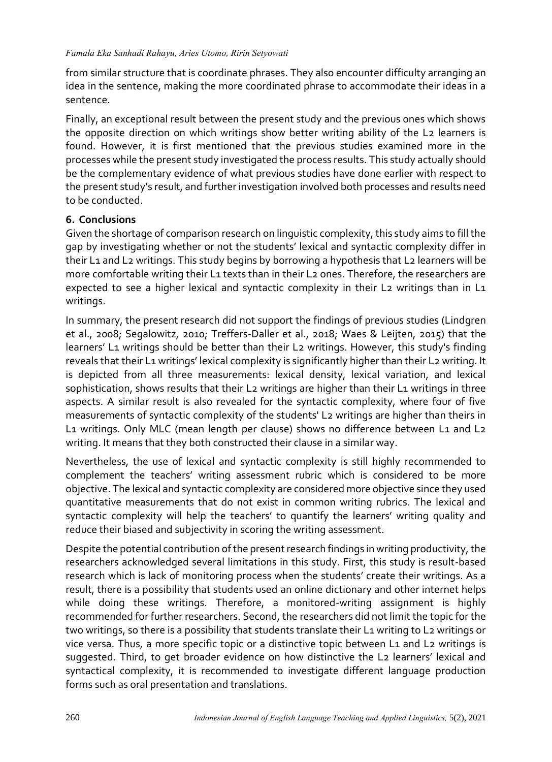from similar structure that is coordinate phrases. They also encounter difficulty arranging an idea in the sentence, making the more coordinated phrase to accommodate their ideas in a sentence.

Finally, an exceptional result between the present study and the previous ones which shows the opposite direction on which writings show better writing ability of the L2 learners is found. However, it is first mentioned that the previous studies examined more in the processes while the present study investigated the process results. This study actually should be the complementary evidence of what previous studies have done earlier with respect to the present study's result, and further investigation involved both processes and results need to be conducted.

## 6. Conclusions

Given the shortage of comparison research on linguistic complexity, this study aims to fill the gap by investigating whether or not the students' lexical and syntactic complexity differ in their L1 and L2 writings. This study begins by borrowing a hypothesis that L2 learners will be more comfortable writing their L1 texts than in their L2 ones. Therefore, the researchers are expected to see a higher lexical and syntactic complexity in their L2 writings than in L1 writings.

In summary, the present research did not support the findings of previous studies (Lindgren et al., 2008; Segalowitz, 2010; Treffers-Daller et al., 2018; Waes & Leijten, 2015) that the learners' L1 writings should be better than their L2 writings. However, this study's finding reveals that their L1 writings' lexical complexity is significantly higher than their L2 writing. It is depicted from all three measurements: lexical density, lexical variation, and lexical sophistication, shows results that their L2 writings are higher than their L1 writings in three aspects. A similar result is also revealed for the syntactic complexity, where four of five measurements of syntactic complexity of the students' L2 writings are higher than theirs in L1 writings. Only MLC (mean length per clause) shows no difference between L1 and L2 writing. It means that they both constructed their clause in a similar way.

Nevertheless, the use of lexical and syntactic complexity is still highly recommended to complement the teachers' writing assessment rubric which is considered to be more objective. The lexical and syntactic complexity are considered more objective since they used quantitative measurements that do not exist in common writing rubrics. The lexical and syntactic complexity will help the teachers' to quantify the learners' writing quality and reduce their biased and subjectivity in scoring the writing assessment.

Despite the potential contribution of the present research findings in writing productivity, the researchers acknowledged several limitations in this study. First, this study is result-based research which is lack of monitoring process when the students' create their writings. As a result, there is a possibility that students used an online dictionary and other internet helps while doing these writings. Therefore, a monitored-writing assignment is highly recommended for further researchers. Second, the researchers did not limit the topic for the two writings, so there is a possibility that students translate their L1 writing to L2 writings or vice versa. Thus, a more specific topic or a distinctive topic between L1 and L2 writings is suggested. Third, to get broader evidence on how distinctive the L2 learners' lexical and syntactical complexity, it is recommended to investigate different language production forms such as oral presentation and translations.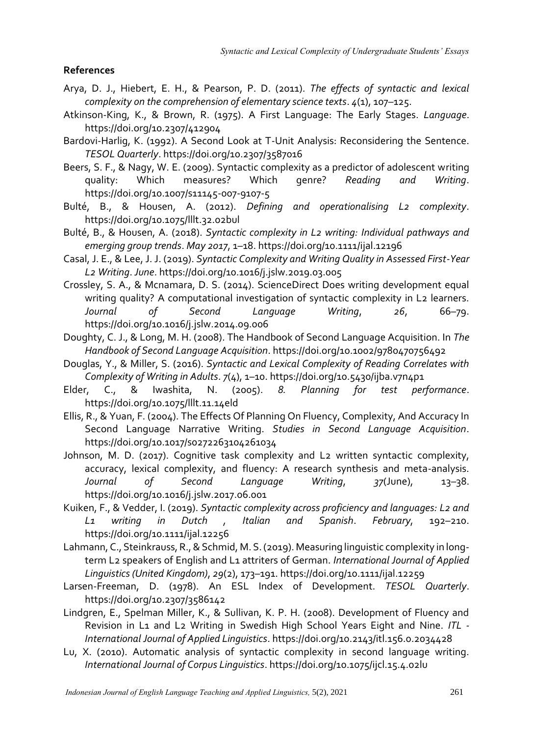## References

Arya, D. J., Hiebert, E. H., & Pearson, P. D. (2011). *The effects of syntactic and lexical complexity on the comprehension of elementary science texts*. *4*(1), 107–125.

Atkinson-King, K., & Brown, R. (1975). A First Language: The Early Stages. *Language*. https://doi.org/10.2307/412904

Bardovi-Harlig, K. (1992). A Second Look at T-Unit Analysis: Reconsidering the Sentence. *TESOL Quarterly*. https://doi.org/10.2307/3587016

Beers, S. F., & Nagy, W. E. (2009). Syntactic complexity as a predictor of adolescent writing quality: Which measures? Which genre? *Reading and Writing*. https://doi.org/10.1007/s11145-007-9107-5

Bulté, B., & Housen, A. (2012). *Defining and operationalising L2 complexity*. https://doi.org/10.1075/lllt.32.02bul

Bulté, B., & Housen, A. (2018). *Syntactic complexity in L2 writing: Individual pathways and emerging group trends*. *May 2017*, 1–18. https://doi.org/10.1111/ijal.12196

Casal, J. E., & Lee, J. J. (2019). *Syntactic Complexity and Writing Quality in Assessed First-Year L2 Writing*. *June*. https://doi.org/10.1016/j.jslw.2019.03.005

Crossley, S. A., & Mcnamara, D. S. (2014). ScienceDirect Does writing development equal writing quality? A computational investigation of syntactic complexity in L2 learners. *Journal of Second Language Writing*, *26*, 66–79. https://doi.org/10.1016/j.jslw.2014.09.006

Doughty, C. J., & Long, M. H. (2008). The Handbook of Second Language Acquisition. In *The Handbook of Second Language Acquisition*. https://doi.org/10.1002/9780470756492

Douglas, Y., & Miller, S. (2016). *Syntactic and Lexical Complexity of Reading Correlates with Complexity of Writing in Adults*. *7*(4), 1–10. https://doi.org/10.5430/ijba.v7n4p1

Elder, C., & Iwashita, N. (2005). *8. Planning for test performance*. https://doi.org/10.1075/lllt.11.14eld

Ellis, R., & Yuan, F. (2004). The Effects Of Planning On Fluency, Complexity, And Accuracy In Second Language Narrative Writing. *Studies in Second Language Acquisition*. https://doi.org/10.1017/s0272263104261034

Johnson, M. D. (2017). Cognitive task complexity and L2 written syntactic complexity, accuracy, lexical complexity, and fluency: A research synthesis and meta-analysis. *Journal of Second Language Writing*, *37*(June), 13–38. https://doi.org/10.1016/j.jslw.2017.06.001

Kuiken, F., & Vedder, I. (2019). *Syntactic complexity across proficiency and languages: L2 and L1 writing in Dutch , Italian and Spanish*. *February*, 192–210. https://doi.org/10.1111/ijal.12256

Lahmann, C., Steinkrauss, R., & Schmid, M. S. (2019). Measuring linguistic complexity in long-term L2 speakers of English and L1 attriters of German. *International Journal of Applied Linguistics (United Kingdom)*, *29*(2), 173–191. https://doi.org/10.1111/ijal.12259

Larsen-Freeman, D. (1978). An ESL Index of Development. *TESOL Quarterly*. https://doi.org/10.2307/3586142

Lindgren, E., Spelman Miller, K., & Sullivan, K. P. H. (2008). Development of Fluency and Revision in L1 and L2 Writing in Swedish High School Years Eight and Nine. *ITL - International Journal of Applied Linguistics*. https://doi.org/10.2143/itl.156.0.2034428

Lu, X. (2010). Automatic analysis of syntactic complexity in second language writing. *International Journal of Corpus Linguistics*. https://doi.org/10.1075/ijcl.15.4.02lu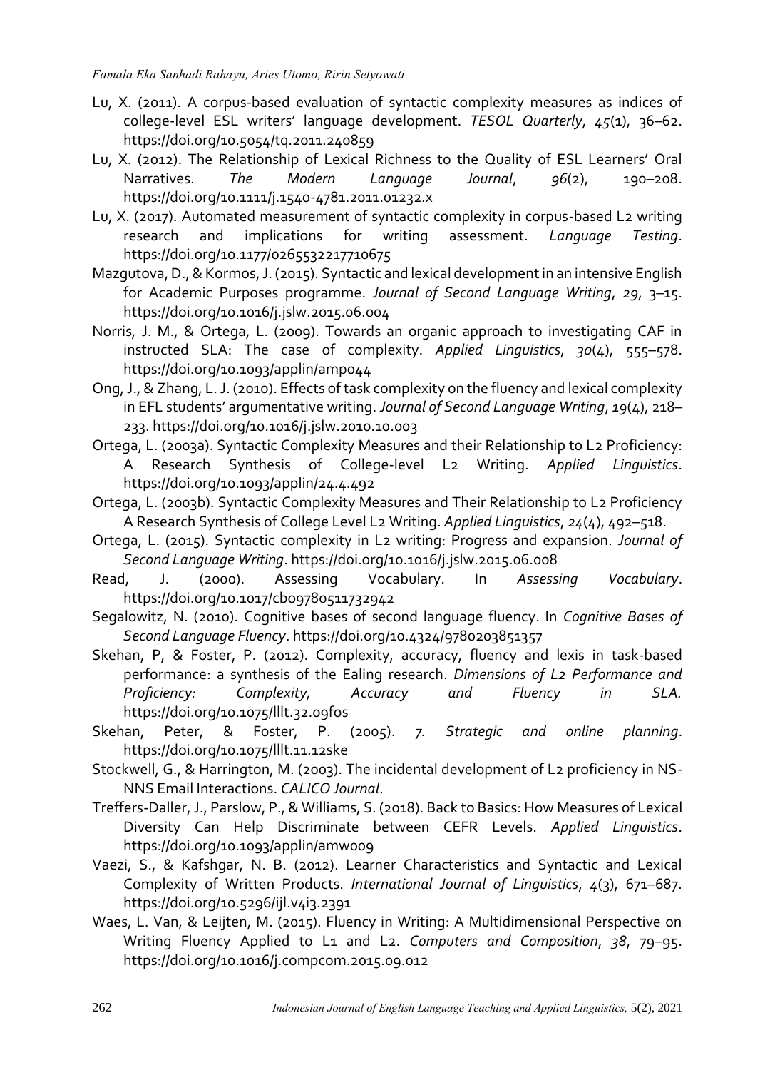Lu, X. (2011). A corpus-based evaluation of syntactic complexity measures as indices of college-level ESL writers' language development. *TESOL Quarterly*, *45*(1), 36–62. https://doi.org/10.5054/tq.2011.240859

Lu, X. (2012). The Relationship of Lexical Richness to the Quality of ESL Learners' Oral Narratives. *The Modern Language Journal*, *96*(2), 190–208. https://doi.org/10.1111/j.1540-4781.2011.01232.x

Lu, X. (2017). Automated measurement of syntactic complexity in corpus-based L2 writing research and implications for writing assessment. *Language Testing*. https://doi.org/10.1177/0265532217710675

Mazgutova, D., & Kormos, J. (2015). Syntactic and lexical development in an intensive English for Academic Purposes programme. *Journal of Second Language Writing*, *29*, 3–15. https://doi.org/10.1016/j.jslw.2015.06.004

Norris, J. M., & Ortega, L. (2009). Towards an organic approach to investigating CAF in instructed SLA: The case of complexity. *Applied Linguistics*, *30*(4), 555–578. https://doi.org/10.1093/applin/amp044

Ong, J., & Zhang, L. J. (2010). Effects of task complexity on the fluency and lexical complexity in EFL students' argumentative writing. *Journal of Second Language Writing*, *19*(4), 218–233. https://doi.org/10.1016/j.jslw.2010.10.003

Ortega, L. (2003a). Syntactic Complexity Measures and their Relationship to L2 Proficiency: A Research Synthesis of College-level L2 Writing. *Applied Linguistics*. https://doi.org/10.1093/applin/24.4.492

Ortega, L. (2003b). Syntactic Complexity Measures and Their Relationship to L2 Proficiency A Research Synthesis of College Level L2 Writing. *Applied Linguistics*, *24*(4), 492–518.

Ortega, L. (2015). Syntactic complexity in L2 writing: Progress and expansion. *Journal of Second Language Writing*. https://doi.org/10.1016/j.jslw.2015.06.008

Read, J. (2000). Assessing Vocabulary. In *Assessing Vocabulary*. https://doi.org/10.1017/cbo9780511732942

Segalowitz, N. (2010). Cognitive bases of second language fluency. In *Cognitive Bases of Second Language Fluency*. https://doi.org/10.4324/9780203851357

Skehan, P, & Foster, P. (2012). Complexity, accuracy, fluency and lexis in task-based performance: a synthesis of the Ealing research. *Dimensions of L2 Performance and Proficiency: Complexity, Accuracy and Fluency in SLA.* https://doi.org/10.1075/lllt.32.09fos

Skehan, Peter, & Foster, P. (2005). *7. Strategic and online planning*. https://doi.org/10.1075/lllt.11.12ske

Stockwell, G., & Harrington, M. (2003). The incidental development of L2 proficiency in NS-NNS Email Interactions. *CALICO Journal*.

Treffers-Daller, J., Parslow, P., & Williams, S. (2018). Back to Basics: How Measures of Lexical Diversity Can Help Discriminate between CEFR Levels. *Applied Linguistics*. https://doi.org/10.1093/applin/amw009

Vaezi, S., & Kafshgar, N. B. (2012). Learner Characteristics and Syntactic and Lexical Complexity of Written Products. *International Journal of Linguistics*, *4*(3), 671–687. https://doi.org/10.5296/ijl.v4i3.2391

Waes, L. Van, & Leijten, M. (2015). Fluency in Writing: A Multidimensional Perspective on Writing Fluency Applied to L1 and L2. *Computers and Composition*, *38*, 79–95. https://doi.org/10.1016/j.compcom.2015.09.012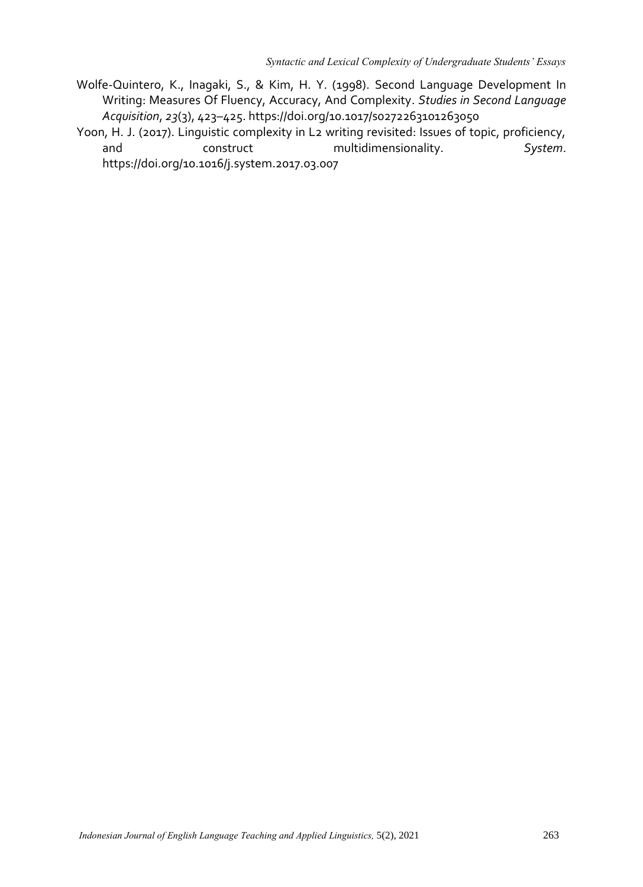Wolfe-Quintero, K., Inagaki, S., & Kim, H. Y. (1998). Second Language Development In Writing: Measures Of Fluency, Accuracy, And Complexity. *Studies in Second Language Acquisition*, *23*(3), 423–425. https://doi.org/10.1017/s0272263101263050

Yoon, H. J. (2017). Linguistic complexity in L2 writing revisited: Issues of topic, proficiency, and construct multidimensionality. *System*. https://doi.org/10.1016/j.system.2017.03.007